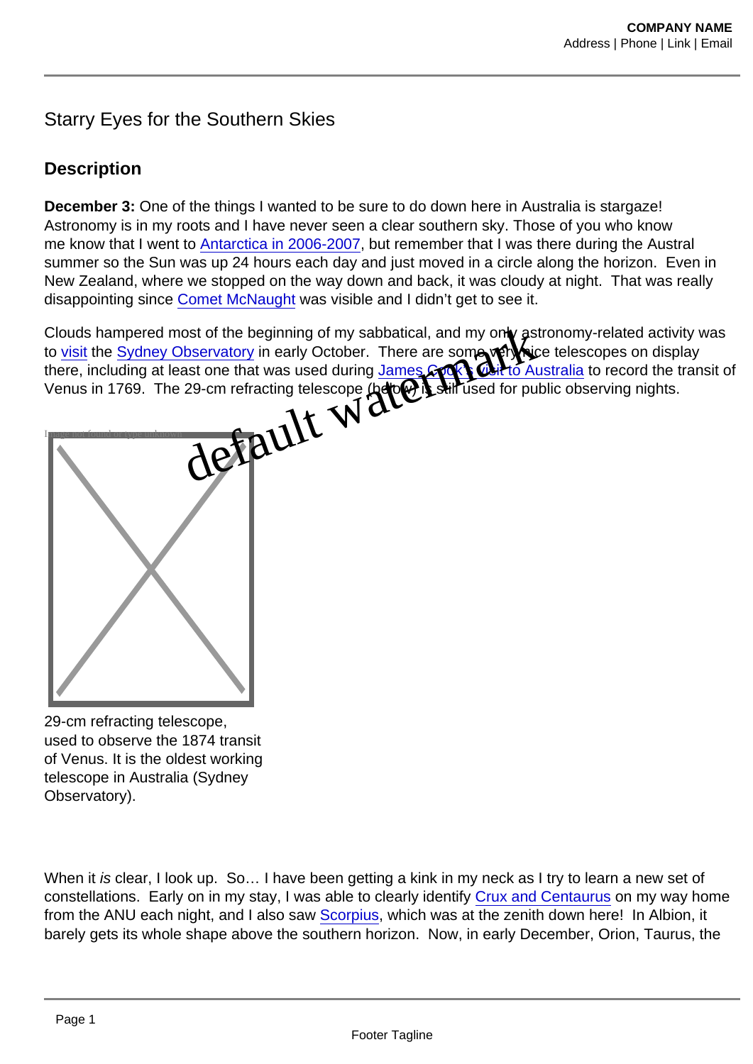Starry Eyes for the Southern Skies

## Description

**December 3:** One of the things I wanted to be sure to do down here in Australia is stargaze! Astronomy is in my roots and I have never seen a clear southern sky. Those of you who know me know that I went to Antarctica in 2006-2007, but remember that I was there during the Austral summer so the Sun was up 24 hours each day and just moved in a circle along the horizon. Even in New Zealand, where we stopped on the way down and back, it was cloudy at night. That was really disappointing since Comet McNaught was visible and I didn't get to see it.

Clouds hampered most of the beginning of my sabbatical, and my only astronomy-related activity was to visit the Sydney Observatory in early October. There are some very nice telescopes on display there, including at least one that was used during James Cook's visit to Australia to record the transit of Venus in 1769. The 29-cm refracting telescope (below) is still used for public observing nights.

29-cm refracting telescope, used to observe the 1874 transit of Venus. It is the oldest working telescope in Australia (Sydney Observatory).

When it *is* clear, I look up. So… I have been getting a kink in my neck as I try to learn a new set of constellations. Early on in my stay, I was able to clearly identify Crux and Centaurus on my way home from the ANU each night, and I also saw Scorpius, which was at the zenith down here! In Albion, it barely gets its whole shape above the southern horizon. Now, in early December, Orion, Taurus, the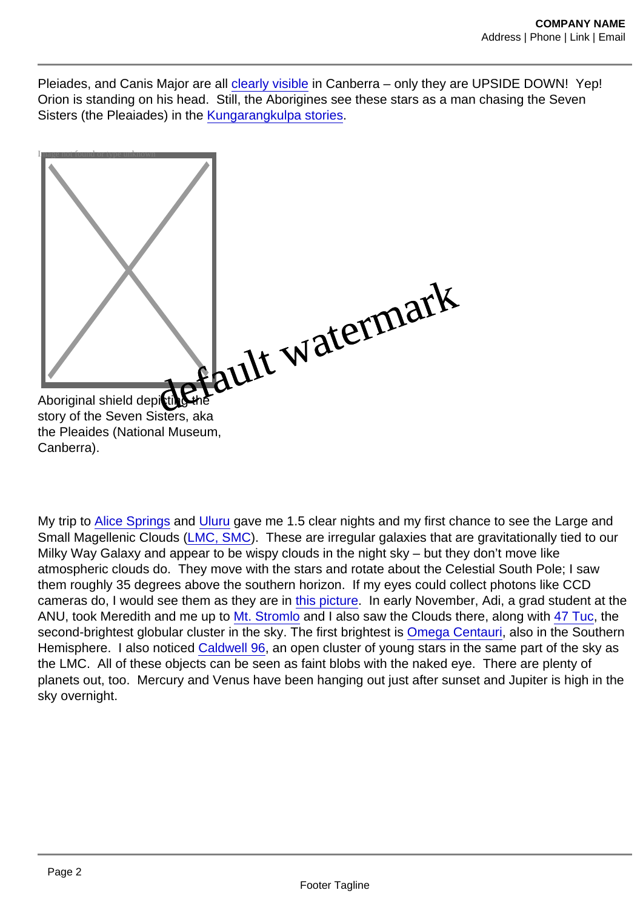Pleiades, and Canis Major are all clearly visible in Canberra – only they are UPSIDE DOWN!  Yep! Orion is standing on his head.  Still, the Aborigines see these stars as a man chasing the Seven Sisters (the Pleaiades) in the Kungarangkulpa stories.

Aboriginal shield depicting the story of the Seven Sisters, aka the Pleaides (National Museum, Canberra).

My trip to Alice Springs and Uluru gave me 1.5 clear nights and my first chance to see the Large and Small Magellenic Clouds (LMC, SMC).  These are irregular galaxies that are gravitationally tied to our Milky Way Galaxy and appear to be wispy clouds in the night sky – but they don't move like atmospheric clouds do.  They move with the stars and rotate about the Celestial South Pole; I saw them roughly 35 degrees above the southern horizon.  If my eyes could collect photons like CCD cameras do, I would see them as they are in this picture.  In early November, Adi, a grad student at the ANU, took Meredith and me up to Mt. Stromlo and I also saw the Clouds there, along with 47 Tuc, the second-brightest globular cluster in the sky. The first brightest is Omega Centauri, also in the Southern Hemisphere.  I also noticed Caldwell 96, an open cluster of young stars in the same part of the sky as the LMC.  All of these objects can be seen as faint blobs with the naked eye.  There are plenty of planets out, too.  Mercury and Venus have been hanging out just after sunset and Jupiter is high in the sky overnight.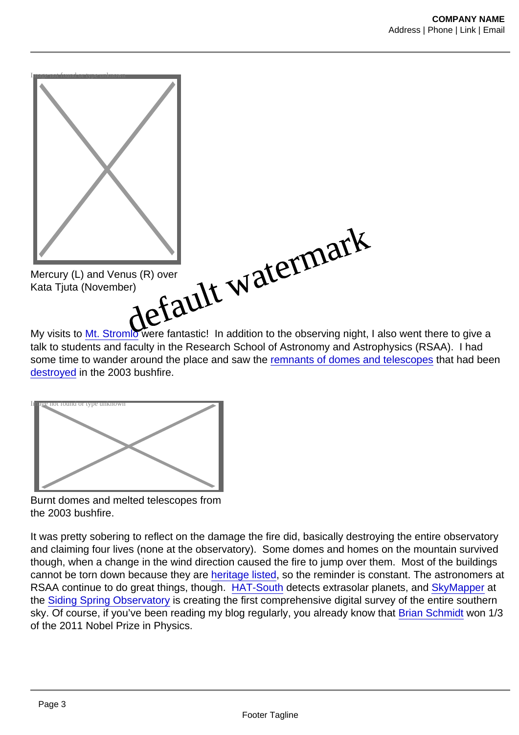Mercury (L) and Venus (R) over Kata Tjuta (November)

My visits to Mt. Stromlo were fantastic! In addition to the observing night, I also went there to give a talk to students and faculty in the Research School of Astronomy and Astrophysics (RSAA). I had some time to wander around the place and saw the remnants of domes and telescopes that had been destroyed in the 2003 bushfire.

Burnt domes and melted telescopes from the 2003 bushfire.

It was pretty sobering to reflect on the damage the fire did, basically destroying the entire observatory and claiming four lives (none at the observatory). Some domes and homes on the mountain survived though, when a change in the wind direction caused the fire to jump over them. Most of the buildings cannot be torn down because they are heritage listed, so the reminder is constant. The astronomers at RSAA continue to do great things, though. HAT-South detects extrasolar planets, and SkyMapper at the Siding Spring Observatory is creating the first comprehensive digital survey of the entire southern sky. Of course, if you've been reading my blog regularly, you already know that Brian Schmidt won 1/3 of the 2011 Nobel Prize in Physics.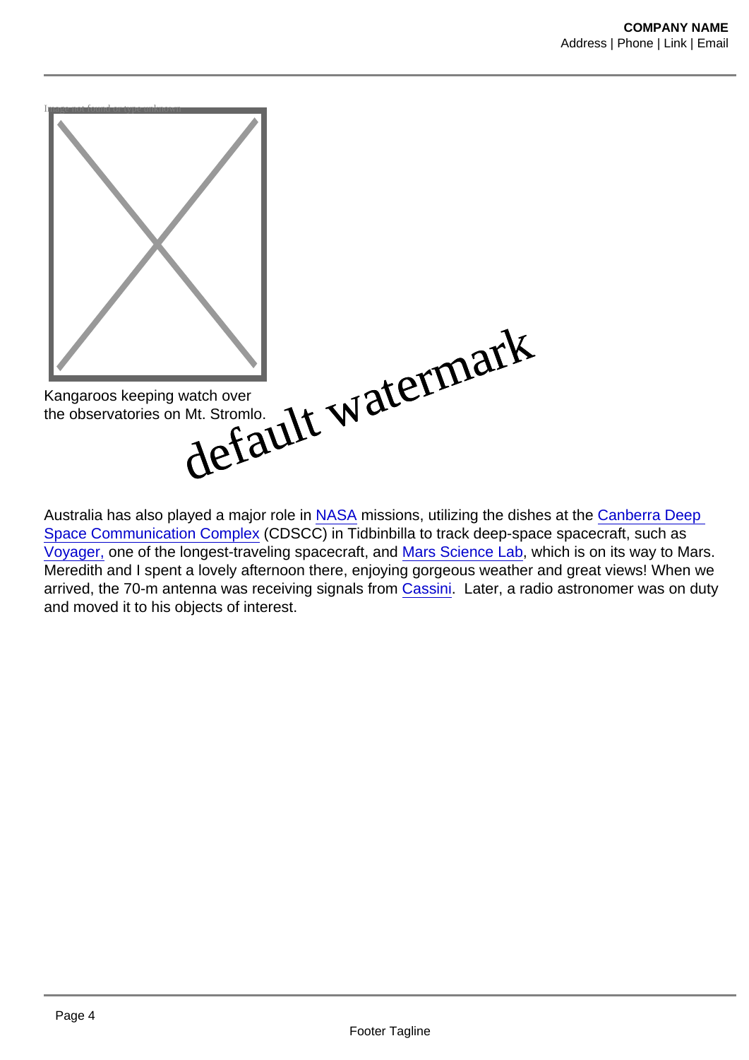Kangaroos keeping watch over the observatories on Mt. Stromlo.

Australia has also played a major role in NASA missions, utilizing the dishes at the Canberra Deep Space Communication Complex (CDSCC) in Tidbinbilla to track deep-space spacecraft, such as Voyager, one of the longest-traveling spacecraft, and Mars Science Lab, which is on its way to Mars. Meredith and I spent a lovely afternoon there, enjoying gorgeous weather and great views! When we arrived, the 70-m antenna was receiving signals from Cassini. Later, a radio astronomer was on duty and moved it to his objects of interest.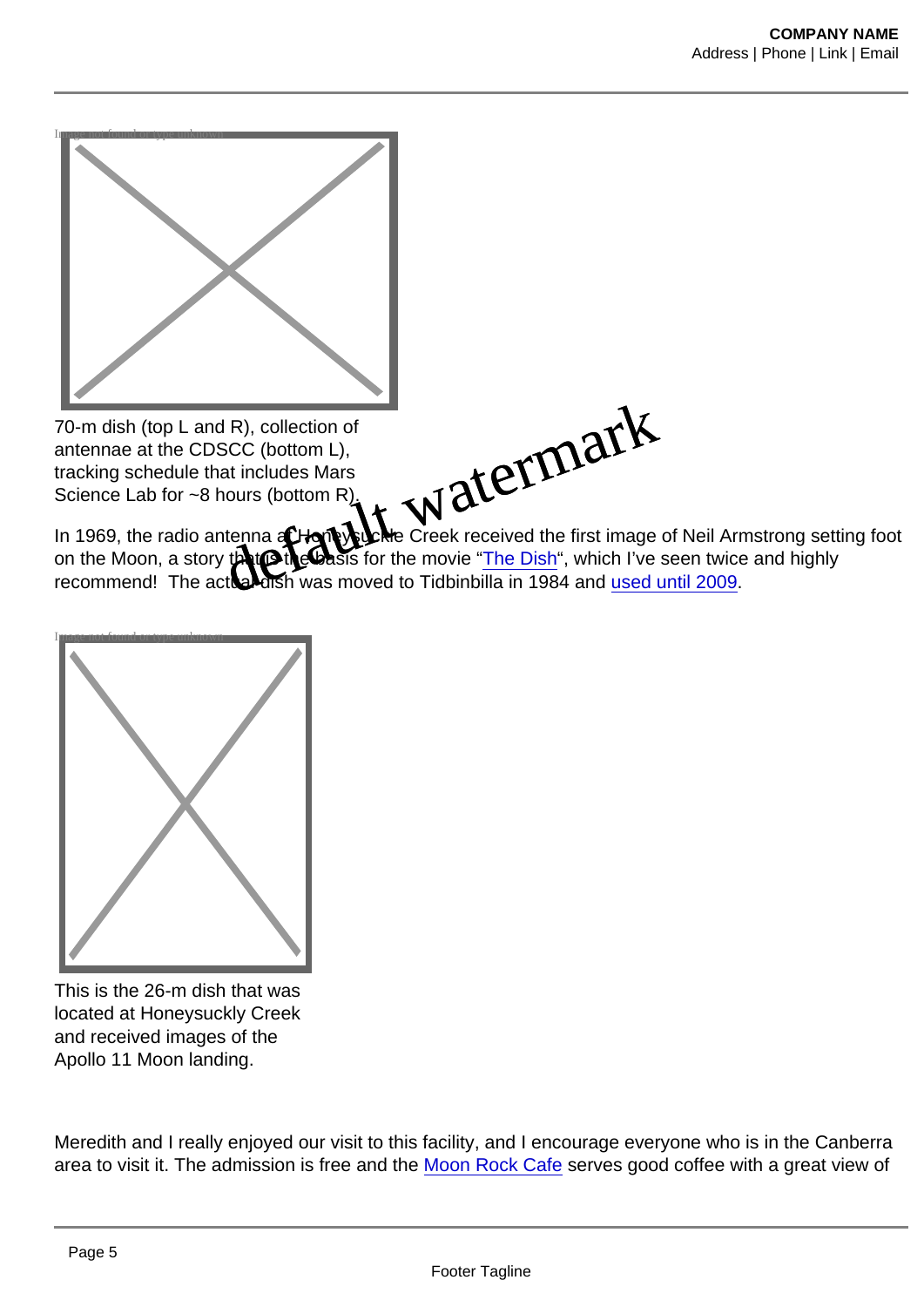70-m dish (top L and R), collection of antennae at the CDSCC (bottom L), tracking schedule that includes Mars Science Lab for ~8 hours (bottom R).

In 1969, the radio antenna at Honeysuckle Creek received the first image of Neil Armstrong setting foot on the Moon, a story that is the basis for the movie "The Dish", which I've seen twice and highly recommend! The actual dish was moved to Tidbinbilla in 1984 and used until 2009.

This is the 26-m dish that was located at Honeysuckly Creek and received images of the Apollo 11 Moon landing.

Meredith and I really enjoyed our visit to this facility, and I encourage everyone who is in the Canberra area to visit it. The admission is free and the Moon Rock Cafe serves good coffee with a great view of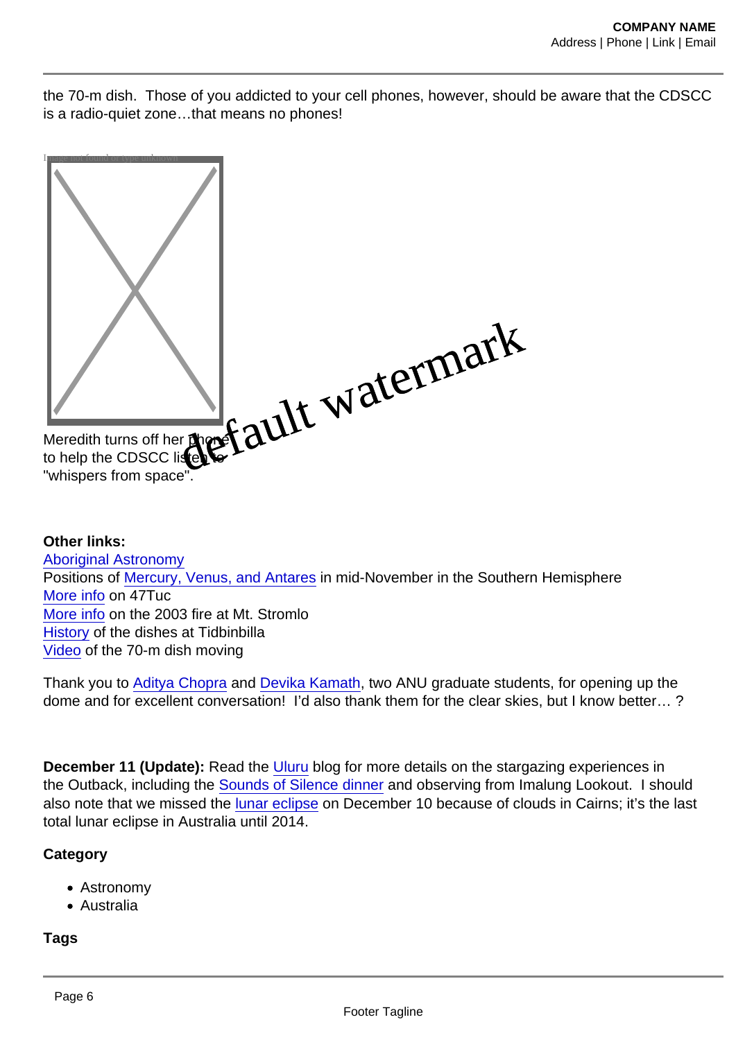the 70-m dish. Those of you addicted to your cell phones, however, should be aware that the CDSCC is a radio-quiet zone…that means no phones!

Meredith turns off her phone to help the CDSCC listen to "whispers from space".

**Other links:**
Aboriginal Astronomy
Positions of Mercury, Venus, and Antares in mid-November in the Southern Hemisphere
More info on 47Tuc
More info on the 2003 fire at Mt. Stromlo
History of the dishes at Tidbinbilla
Video of the 70-m dish moving

Thank you to Aditya Chopra and Devika Kamath, two ANU graduate students, for opening up the dome and for excellent conversation! I'd also thank them for the clear skies, but I know better… ?

**December 11 (Update):** Read the Uluru blog for more details on the stargazing experiences in the Outback, including the Sounds of Silence dinner and observing from Imalung Lookout. I should also note that we missed the lunar eclipse on December 10 because of clouds in Cairns; it's the last total lunar eclipse in Australia until 2014.

**Category**

- Astronomy
- Australia

**Tags**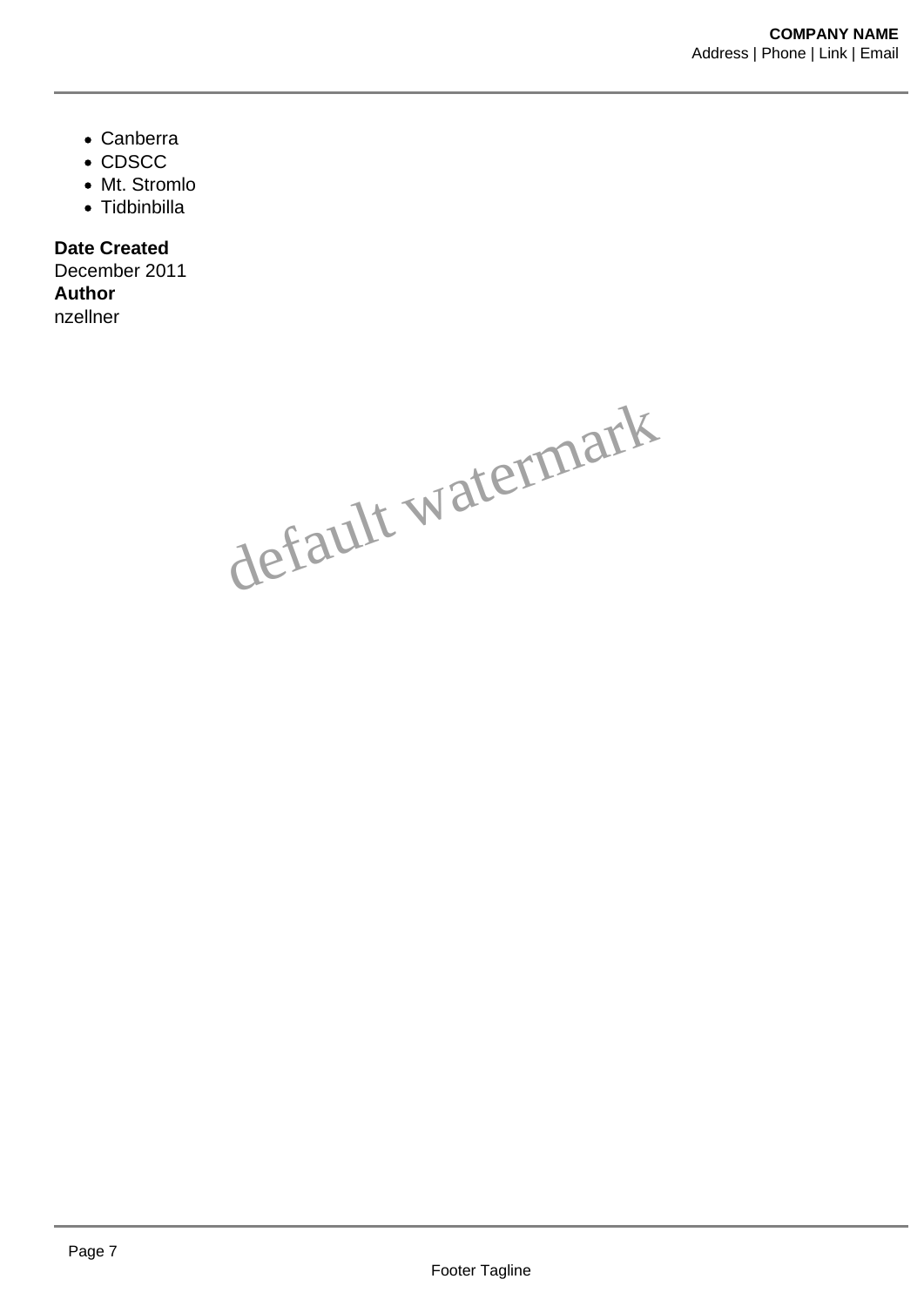- Canberra
- CDSCC
- Mt. Stromlo
- Tidbinbilla

**Date Created**
December 2011
**Author**
nzellner